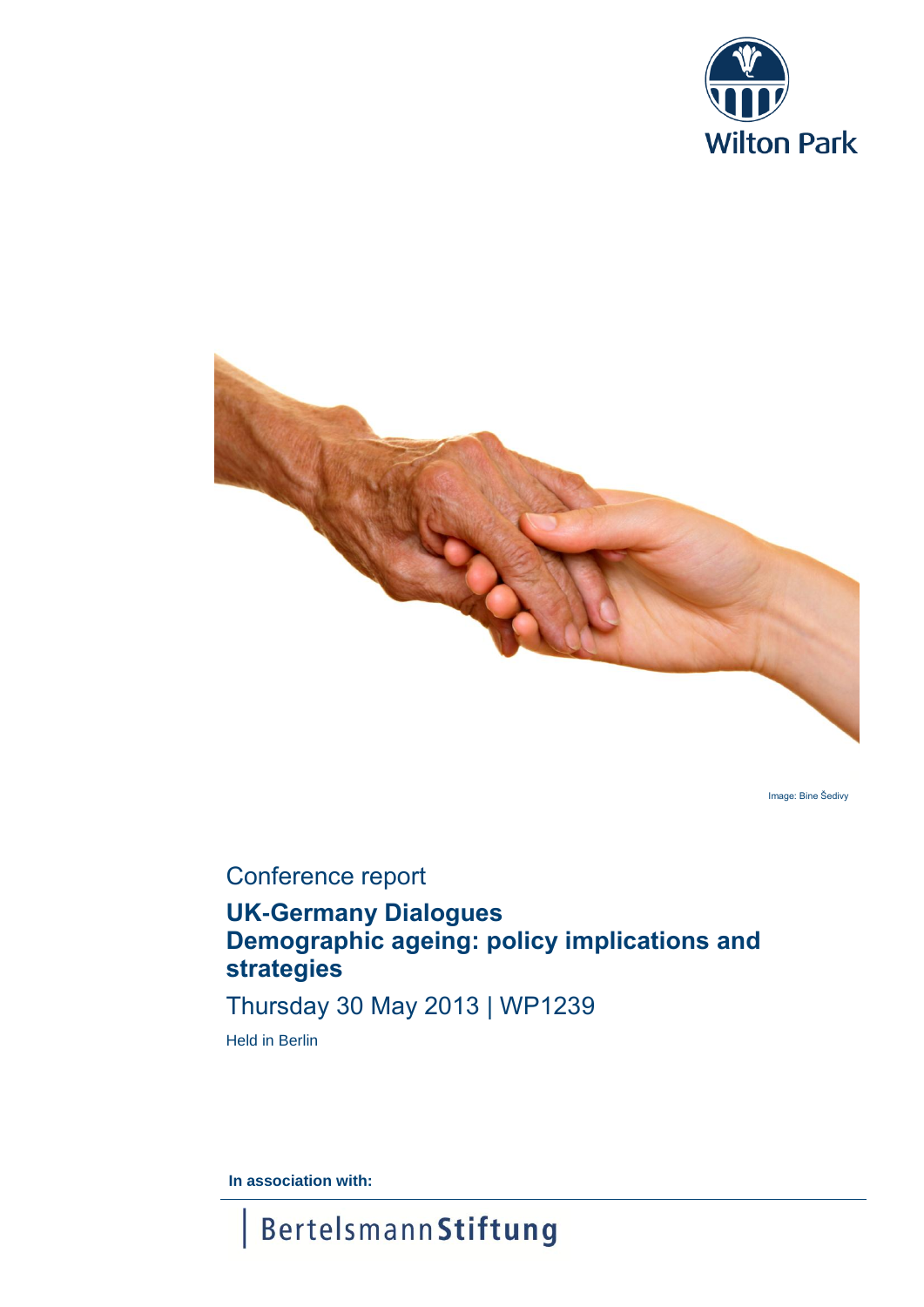Wilton Park

Image: Bine Šedivy

Conference report

# UK-Germany Dialogues
# Demographic ageing: policy implications and strategies

Thursday 30 May 2013 | WP1239

Held in Berlin

**In association with:**

Bertelsmann **Stiftung**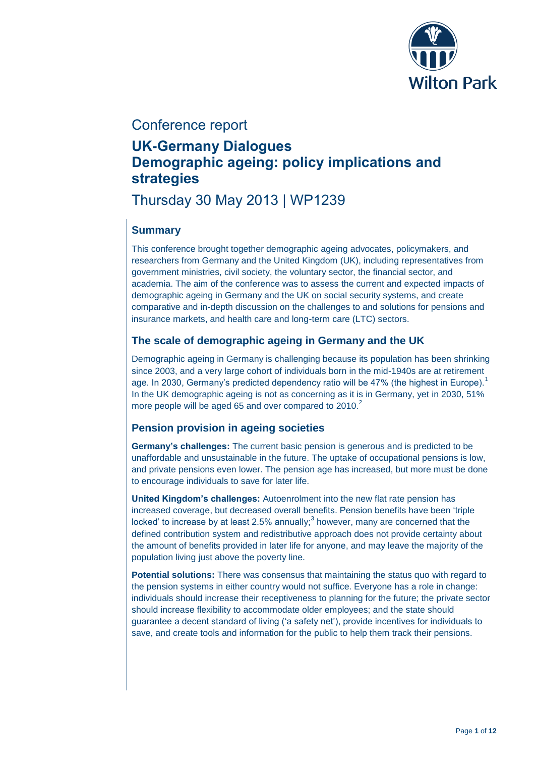Conference report

# UK-Germany Dialogues
# Demographic ageing: policy implications and strategies

Thursday 30 May 2013 | WP1239

## Summary

This conference brought together demographic ageing advocates, policymakers, and researchers from Germany and the United Kingdom (UK), including representatives from government ministries, civil society, the voluntary sector, the financial sector, and academia. The aim of the conference was to assess the current and expected impacts of demographic ageing in Germany and the UK on social security systems, and create comparative and in-depth discussion on the challenges to and solutions for pensions and insurance markets, and health care and long-term care (LTC) sectors.

## The scale of demographic ageing in Germany and the UK

Demographic ageing in Germany is challenging because its population has been shrinking since 2003, and a very large cohort of individuals born in the mid-1940s are at retirement age. In 2030, Germany's predicted dependency ratio will be 47% (the highest in Europe).[1] In the UK demographic ageing is not as concerning as it is in Germany, yet in 2030, 51% more people will be aged 65 and over compared to 2010.[2]

## Pension provision in ageing societies

**Germany's challenges:** The current basic pension is generous and is predicted to be unaffordable and unsustainable in the future. The uptake of occupational pensions is low, and private pensions even lower. The pension age has increased, but more must be done to encourage individuals to save for later life.

**United Kingdom's challenges:** Autoenrolment into the new flat rate pension has increased coverage, but decreased overall benefits. Pension benefits have been 'triple locked' to increase by at least 2.5% annually;[3] however, many are concerned that the defined contribution system and redistributive approach does not provide certainty about the amount of benefits provided in later life for anyone, and may leave the majority of the population living just above the poverty line.

**Potential solutions:** There was consensus that maintaining the status quo with regard to the pension systems in either country would not suffice. Everyone has a role in change: individuals should increase their receptiveness to planning for the future; the private sector should increase flexibility to accommodate older employees; and the state should guarantee a decent standard of living ('a safety net'), provide incentives for individuals to save, and create tools and information for the public to help them track their pensions.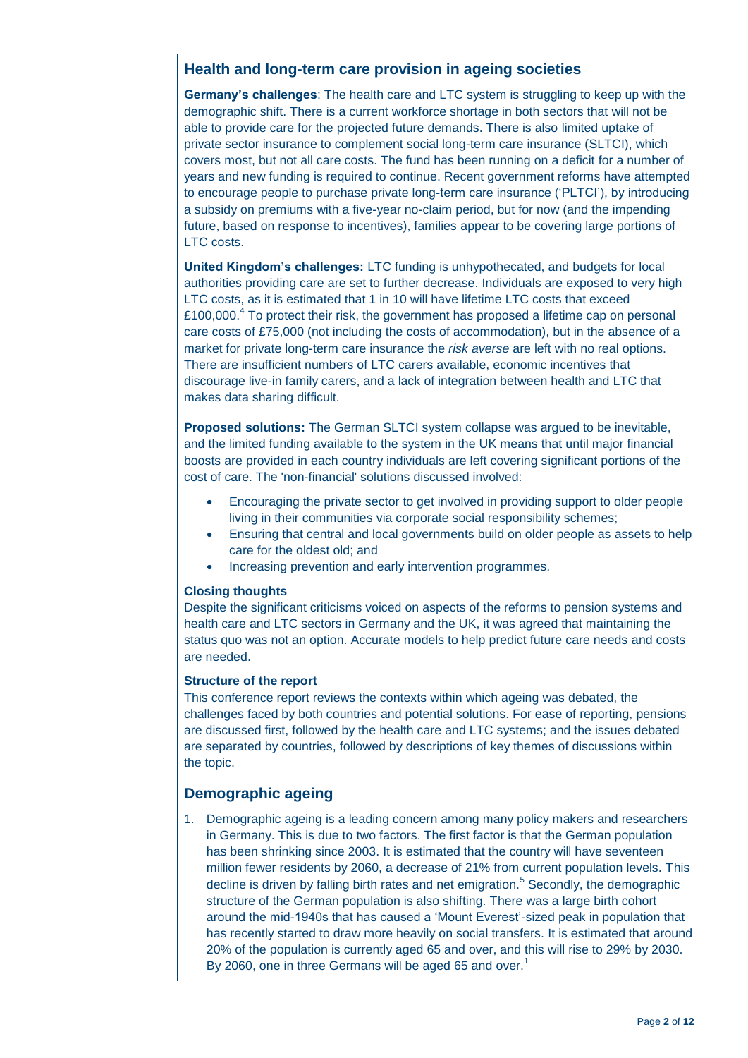## Health and long-term care provision in ageing societies

**Germany's challenges**: The health care and LTC system is struggling to keep up with the demographic shift. There is a current workforce shortage in both sectors that will not be able to provide care for the projected future demands. There is also limited uptake of private sector insurance to complement social long-term care insurance (SLTCI), which covers most, but not all care costs. The fund has been running on a deficit for a number of years and new funding is required to continue. Recent government reforms have attempted to encourage people to purchase private long-term care insurance ('PLTCI'), by introducing a subsidy on premiums with a five-year no-claim period, but for now (and the impending future, based on response to incentives), families appear to be covering large portions of LTC costs.

**United Kingdom's challenges:** LTC funding is unhypothecated, and budgets for local authorities providing care are set to further decrease. Individuals are exposed to very high LTC costs, as it is estimated that 1 in 10 will have lifetime LTC costs that exceed £100,000.[4] To protect their risk, the government has proposed a lifetime cap on personal care costs of £75,000 (not including the costs of accommodation), but in the absence of a market for private long-term care insurance the *risk averse* are left with no real options. There are insufficient numbers of LTC carers available, economic incentives that discourage live-in family carers, and a lack of integration between health and LTC that makes data sharing difficult.

**Proposed solutions:** The German SLTCI system collapse was argued to be inevitable, and the limited funding available to the system in the UK means that until major financial boosts are provided in each country individuals are left covering significant portions of the cost of care. The 'non-financial' solutions discussed involved:

- Encouraging the private sector to get involved in providing support to older people living in their communities via corporate social responsibility schemes;
- Ensuring that central and local governments build on older people as assets to help care for the oldest old; and
- Increasing prevention and early intervention programmes.

#### Closing thoughts

Despite the significant criticisms voiced on aspects of the reforms to pension systems and health care and LTC sectors in Germany and the UK, it was agreed that maintaining the status quo was not an option. Accurate models to help predict future care needs and costs are needed.

#### Structure of the report

This conference report reviews the contexts within which ageing was debated, the challenges faced by both countries and potential solutions. For ease of reporting, pensions are discussed first, followed by the health care and LTC systems; and the issues debated are separated by countries, followed by descriptions of key themes of discussions within the topic.

## Demographic ageing

1. Demographic ageing is a leading concern among many policy makers and researchers in Germany. This is due to two factors. The first factor is that the German population has been shrinking since 2003. It is estimated that the country will have seventeen million fewer residents by 2060, a decrease of 21% from current population levels. This decline is driven by falling birth rates and net emigration.[5] Secondly, the demographic structure of the German population is also shifting. There was a large birth cohort around the mid-1940s that has caused a 'Mount Everest'-sized peak in population that has recently started to draw more heavily on social transfers. It is estimated that around 20% of the population is currently aged 65 and over, and this will rise to 29% by 2030. By 2060, one in three Germans will be aged 65 and over.[1]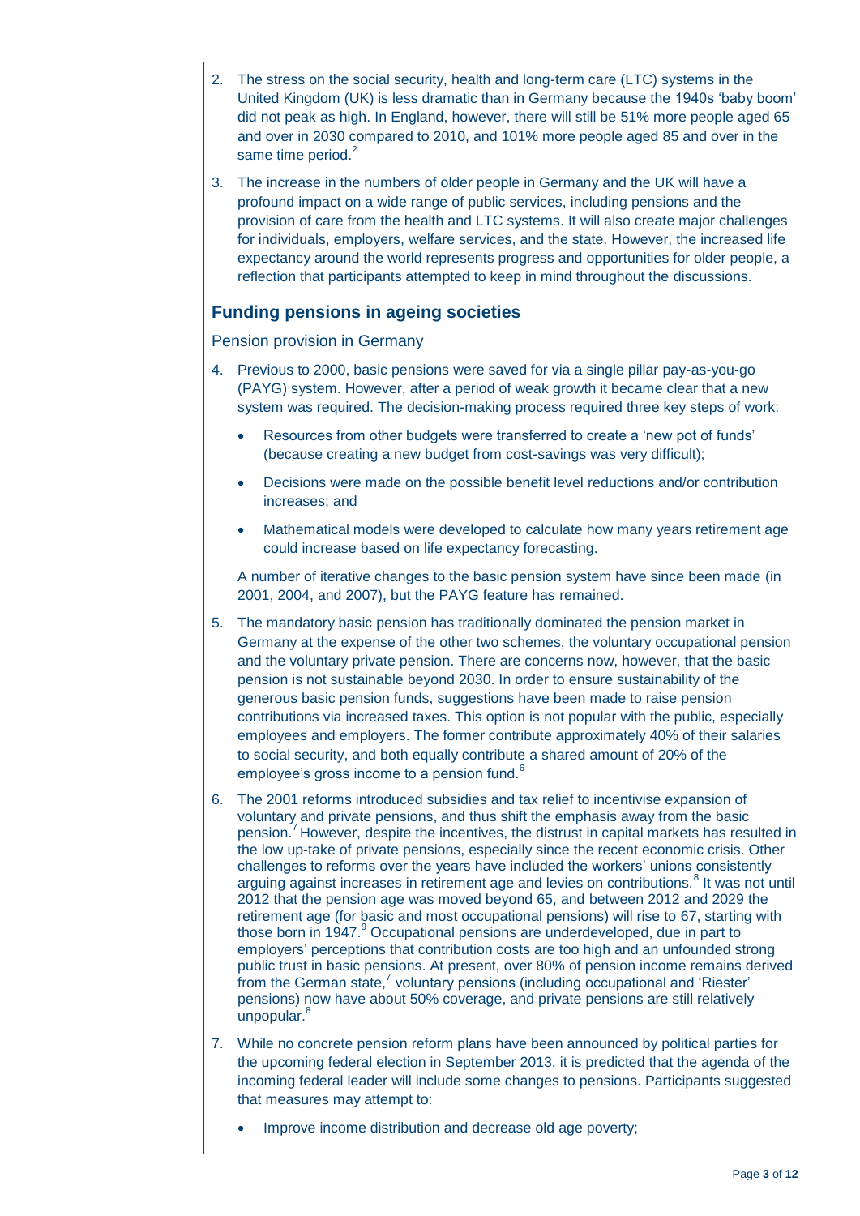2. The stress on the social security, health and long-term care (LTC) systems in the United Kingdom (UK) is less dramatic than in Germany because the 1940s 'baby boom' did not peak as high. In England, however, there will still be 51% more people aged 65 and over in 2030 compared to 2010, and 101% more people aged 85 and over in the same time period.[2]

3. The increase in the numbers of older people in Germany and the UK will have a profound impact on a wide range of public services, including pensions and the provision of care from the health and LTC systems. It will also create major challenges for individuals, employers, welfare services, and the state. However, the increased life expectancy around the world represents progress and opportunities for older people, a reflection that participants attempted to keep in mind throughout the discussions.

## Funding pensions in ageing societies

### Pension provision in Germany

4. Previous to 2000, basic pensions were saved for via a single pillar pay-as-you-go (PAYG) system. However, after a period of weak growth it became clear that a new system was required. The decision-making process required three key steps of work:

   - Resources from other budgets were transferred to create a 'new pot of funds' (because creating a new budget from cost-savings was very difficult);
   - Decisions were made on the possible benefit level reductions and/or contribution increases; and
   - Mathematical models were developed to calculate how many years retirement age could increase based on life expectancy forecasting.

   A number of iterative changes to the basic pension system have since been made (in 2001, 2004, and 2007), but the PAYG feature has remained.

5. The mandatory basic pension has traditionally dominated the pension market in Germany at the expense of the other two schemes, the voluntary occupational pension and the voluntary private pension. There are concerns now, however, that the basic pension is not sustainable beyond 2030. In order to ensure sustainability of the generous basic pension funds, suggestions have been made to raise pension contributions via increased taxes. This option is not popular with the public, especially employees and employers. The former contribute approximately 40% of their salaries to social security, and both equally contribute a shared amount of 20% of the employee's gross income to a pension fund.[6]

6. The 2001 reforms introduced subsidies and tax relief to incentivise expansion of voluntary and private pensions, and thus shift the emphasis away from the basic pension.[7] However, despite the incentives, the distrust in capital markets has resulted in the low up-take of private pensions, especially since the recent economic crisis. Other challenges to reforms over the years have included the workers' unions consistently arguing against increases in retirement age and levies on contributions.[8] It was not until 2012 that the pension age was moved beyond 65, and between 2012 and 2029 the retirement age (for basic and most occupational pensions) will rise to 67, starting with those born in 1947.[9] Occupational pensions are underdeveloped, due in part to employers' perceptions that contribution costs are too high and an unfounded strong public trust in basic pensions. At present, over 80% of pension income remains derived from the German state,[7] voluntary pensions (including occupational and 'Riester' pensions) now have about 50% coverage, and private pensions are still relatively unpopular.[8]

7. While no concrete pension reform plans have been announced by political parties for the upcoming federal election in September 2013, it is predicted that the agenda of the incoming federal leader will include some changes to pensions. Participants suggested that measures may attempt to:

   - Improve income distribution and decrease old age poverty;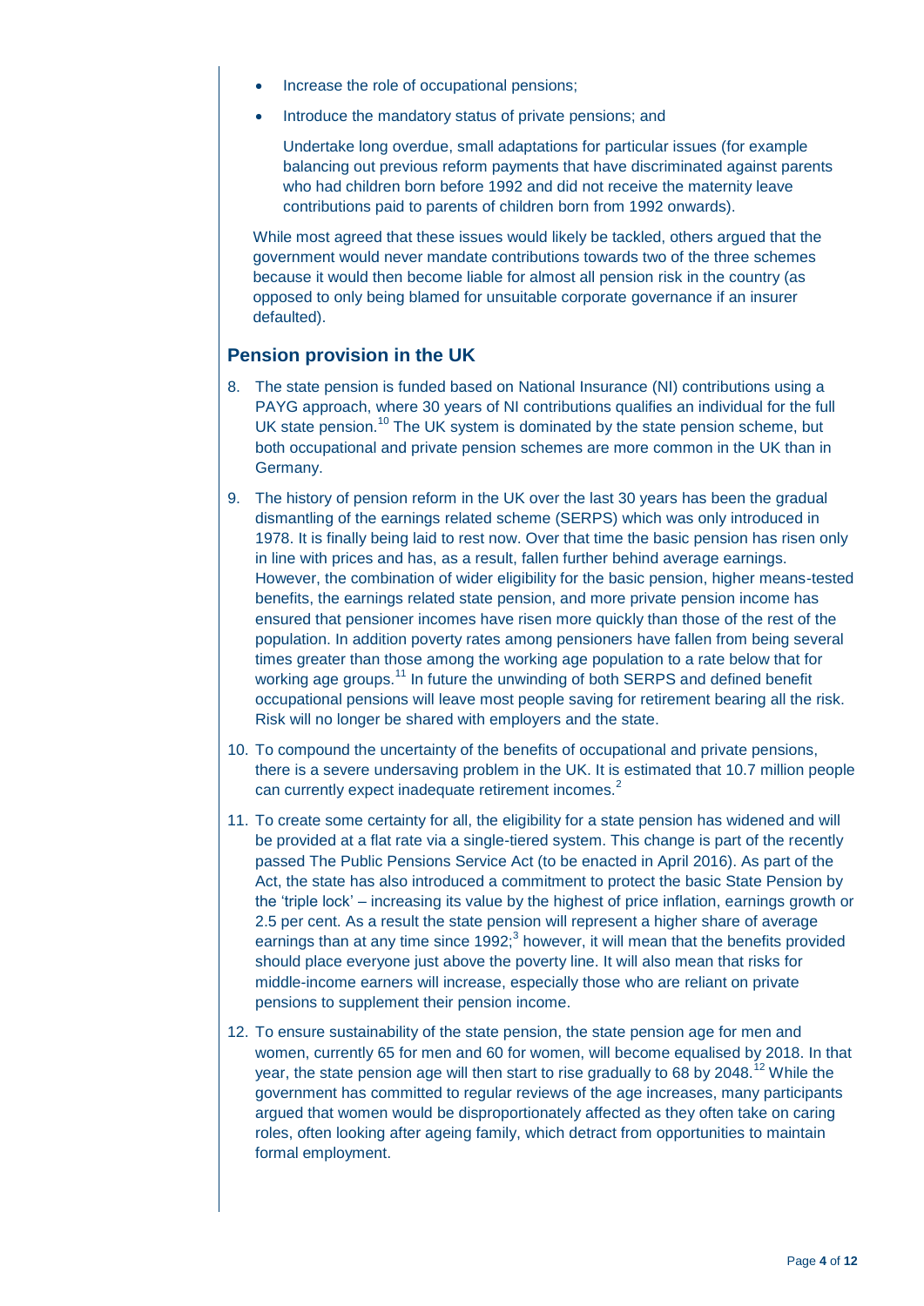- Increase the role of occupational pensions;
- Introduce the mandatory status of private pensions; and

  Undertake long overdue, small adaptations for particular issues (for example balancing out previous reform payments that have discriminated against parents who had children born before 1992 and did not receive the maternity leave contributions paid to parents of children born from 1992 onwards).

While most agreed that these issues would likely be tackled, others argued that the government would never mandate contributions towards two of the three schemes because it would then become liable for almost all pension risk in the country (as opposed to only being blamed for unsuitable corporate governance if an insurer defaulted).

## Pension provision in the UK

8. The state pension is funded based on National Insurance (NI) contributions using a PAYG approach, where 30 years of NI contributions qualifies an individual for the full UK state pension.[10] The UK system is dominated by the state pension scheme, but both occupational and private pension schemes are more common in the UK than in Germany.
9. The history of pension reform in the UK over the last 30 years has been the gradual dismantling of the earnings related scheme (SERPS) which was only introduced in 1978. It is finally being laid to rest now. Over that time the basic pension has risen only in line with prices and has, as a result, fallen further behind average earnings. However, the combination of wider eligibility for the basic pension, higher means-tested benefits, the earnings related state pension, and more private pension income has ensured that pensioner incomes have risen more quickly than those of the rest of the population. In addition poverty rates among pensioners have fallen from being several times greater than those among the working age population to a rate below that for working age groups.[11] In future the unwinding of both SERPS and defined benefit occupational pensions will leave most people saving for retirement bearing all the risk. Risk will no longer be shared with employers and the state.
10. To compound the uncertainty of the benefits of occupational and private pensions, there is a severe undersaving problem in the UK. It is estimated that 10.7 million people can currently expect inadequate retirement incomes.[2]
11. To create some certainty for all, the eligibility for a state pension has widened and will be provided at a flat rate via a single-tiered system. This change is part of the recently passed The Public Pensions Service Act (to be enacted in April 2016). As part of the Act, the state has also introduced a commitment to protect the basic State Pension by the 'triple lock' – increasing its value by the highest of price inflation, earnings growth or 2.5 per cent. As a result the state pension will represent a higher share of average earnings than at any time since 1992;[3] however, it will mean that the benefits provided should place everyone just above the poverty line. It will also mean that risks for middle-income earners will increase, especially those who are reliant on private pensions to supplement their pension income.
12. To ensure sustainability of the state pension, the state pension age for men and women, currently 65 for men and 60 for women, will become equalised by 2018. In that year, the state pension age will then start to rise gradually to 68 by 2048.[12] While the government has committed to regular reviews of the age increases, many participants argued that women would be disproportionately affected as they often take on caring roles, often looking after ageing family, which detract from opportunities to maintain formal employment.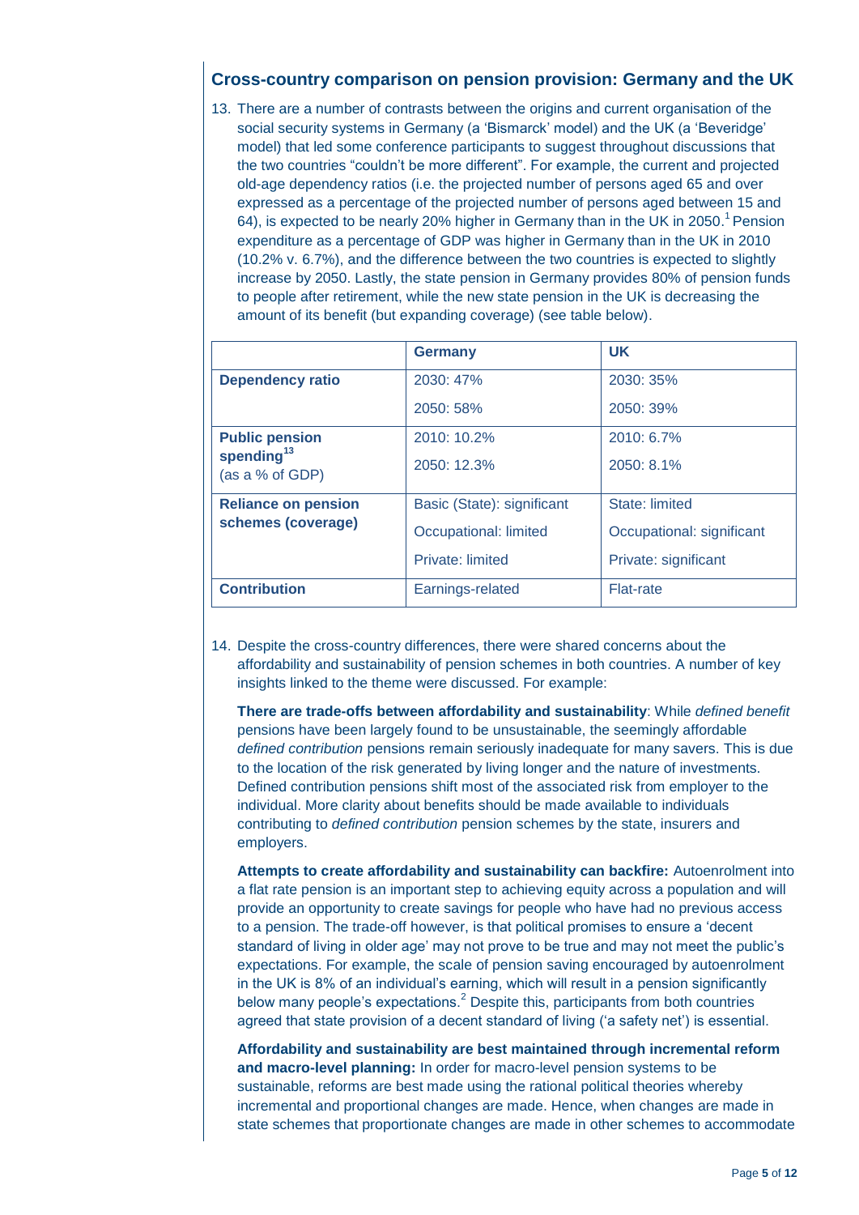## Cross-country comparison on pension provision: Germany and the UK

13. There are a number of contrasts between the origins and current organisation of the social security systems in Germany (a 'Bismarck' model) and the UK (a 'Beveridge' model) that led some conference participants to suggest throughout discussions that the two countries "couldn't be more different". For example, the current and projected old-age dependency ratios (i.e. the projected number of persons aged 65 and over expressed as a percentage of the projected number of persons aged between 15 and 64), is expected to be nearly 20% higher in Germany than in the UK in 2050.[1] Pension expenditure as a percentage of GDP was higher in Germany than in the UK in 2010 (10.2% v. 6.7%), and the difference between the two countries is expected to slightly increase by 2050. Lastly, the state pension in Germany provides 80% of pension funds to people after retirement, while the new state pension in the UK is decreasing the amount of its benefit (but expanding coverage) (see table below).

| | **Germany** | **UK** |
|---|---|---|
| **Dependency ratio** | 2030: 47%<br>2050: 58% | 2030: 35%<br>2050: 39% |
| **Public pension spending**[13] (as a % of GDP) | 2010: 10.2%<br>2050: 12.3% | 2010: 6.7%<br>2050: 8.1% |
| **Reliance on pension schemes (coverage)** | Basic (State): significant<br>Occupational: limited<br>Private: limited | State: limited<br>Occupational: significant<br>Private: significant |
| **Contribution** | Earnings-related | Flat-rate |

14. Despite the cross-country differences, there were shared concerns about the affordability and sustainability of pension schemes in both countries. A number of key insights linked to the theme were discussed. For example:

**There are trade-offs between affordability and sustainability**: While *defined benefit* pensions have been largely found to be unsustainable, the seemingly affordable *defined contribution* pensions remain seriously inadequate for many savers. This is due to the location of the risk generated by living longer and the nature of investments. Defined contribution pensions shift most of the associated risk from employer to the individual. More clarity about benefits should be made available to individuals contributing to *defined contribution* pension schemes by the state, insurers and employers.

**Attempts to create affordability and sustainability can backfire:** Autoenrolment into a flat rate pension is an important step to achieving equity across a population and will provide an opportunity to create savings for people who have had no previous access to a pension. The trade-off however, is that political promises to ensure a 'decent standard of living in older age' may not prove to be true and may not meet the public's expectations. For example, the scale of pension saving encouraged by autoenrolment in the UK is 8% of an individual's earning, which will result in a pension significantly below many people's expectations.[2] Despite this, participants from both countries agreed that state provision of a decent standard of living ('a safety net') is essential.

**Affordability and sustainability are best maintained through incremental reform and macro-level planning:** In order for macro-level pension systems to be sustainable, reforms are best made using the rational political theories whereby incremental and proportional changes are made. Hence, when changes are made in state schemes that proportionate changes are made in other schemes to accommodate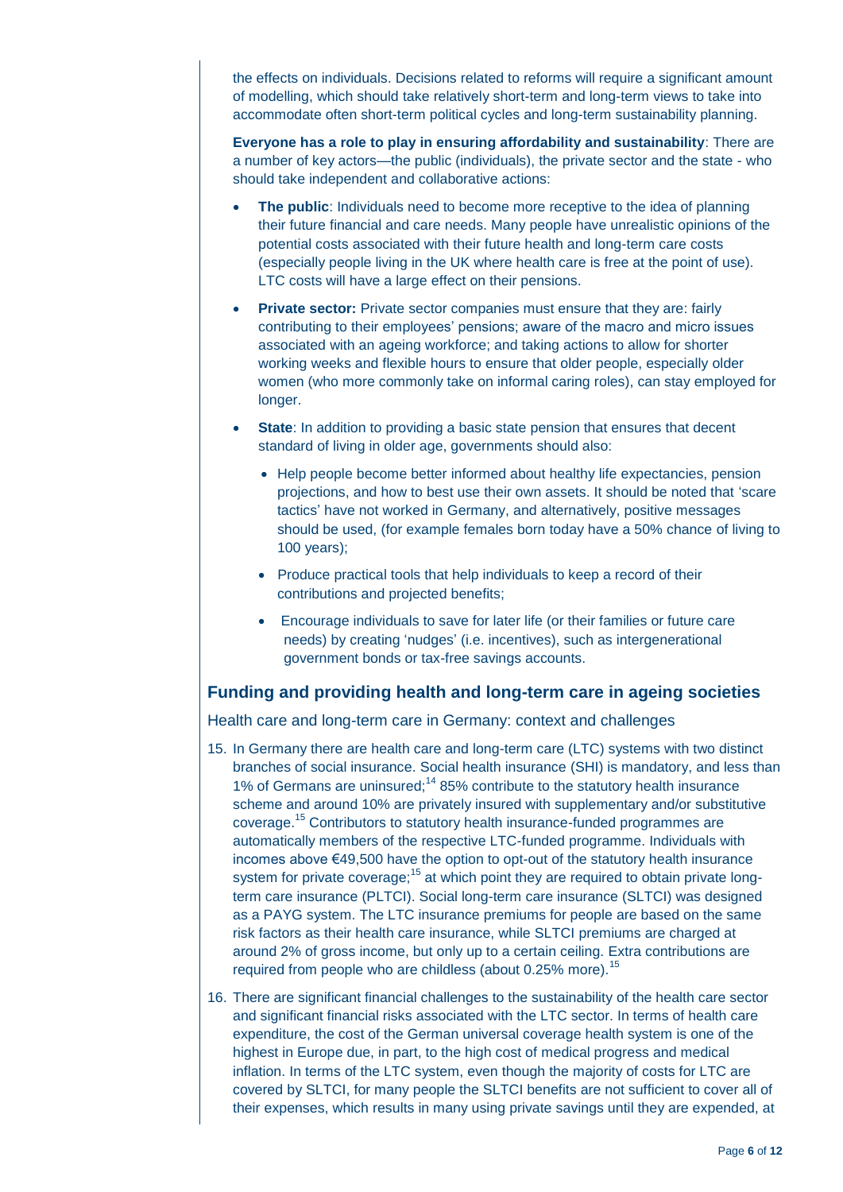the effects on individuals. Decisions related to reforms will require a significant amount of modelling, which should take relatively short-term and long-term views to take into accommodate often short-term political cycles and long-term sustainability planning.

**Everyone has a role to play in ensuring affordability and sustainability**: There are a number of key actors—the public (individuals), the private sector and the state - who should take independent and collaborative actions:

- **The public**: Individuals need to become more receptive to the idea of planning their future financial and care needs. Many people have unrealistic opinions of the potential costs associated with their future health and long-term care costs (especially people living in the UK where health care is free at the point of use). LTC costs will have a large effect on their pensions.
- **Private sector:** Private sector companies must ensure that they are: fairly contributing to their employees' pensions; aware of the macro and micro issues associated with an ageing workforce; and taking actions to allow for shorter working weeks and flexible hours to ensure that older people, especially older women (who more commonly take on informal caring roles), can stay employed for longer.
- **State**: In addition to providing a basic state pension that ensures that decent standard of living in older age, governments should also:
  - Help people become better informed about healthy life expectancies, pension projections, and how to best use their own assets. It should be noted that 'scare tactics' have not worked in Germany, and alternatively, positive messages should be used, (for example females born today have a 50% chance of living to 100 years);
  - Produce practical tools that help individuals to keep a record of their contributions and projected benefits;
  - Encourage individuals to save for later life (or their families or future care needs) by creating 'nudges' (i.e. incentives), such as intergenerational government bonds or tax-free savings accounts.

## Funding and providing health and long-term care in ageing societies

### Health care and long-term care in Germany: context and challenges

15. In Germany there are health care and long-term care (LTC) systems with two distinct branches of social insurance. Social health insurance (SHI) is mandatory, and less than 1% of Germans are uninsured;[14] 85% contribute to the statutory health insurance scheme and around 10% are privately insured with supplementary and/or substitutive coverage.[15] Contributors to statutory health insurance-funded programmes are automatically members of the respective LTC-funded programme. Individuals with incomes above €49,500 have the option to opt-out of the statutory health insurance system for private coverage;[15] at which point they are required to obtain private long-term care insurance (PLTCI). Social long-term care insurance (SLTCI) was designed as a PAYG system. The LTC insurance premiums for people are based on the same risk factors as their health care insurance, while SLTCI premiums are charged at around 2% of gross income, but only up to a certain ceiling. Extra contributions are required from people who are childless (about 0.25% more).[15]

16. There are significant financial challenges to the sustainability of the health care sector and significant financial risks associated with the LTC sector. In terms of health care expenditure, the cost of the German universal coverage health system is one of the highest in Europe due, in part, to the high cost of medical progress and medical inflation. In terms of the LTC system, even though the majority of costs for LTC are covered by SLTCI, for many people the SLTCI benefits are not sufficient to cover all of their expenses, which results in many using private savings until they are expended, at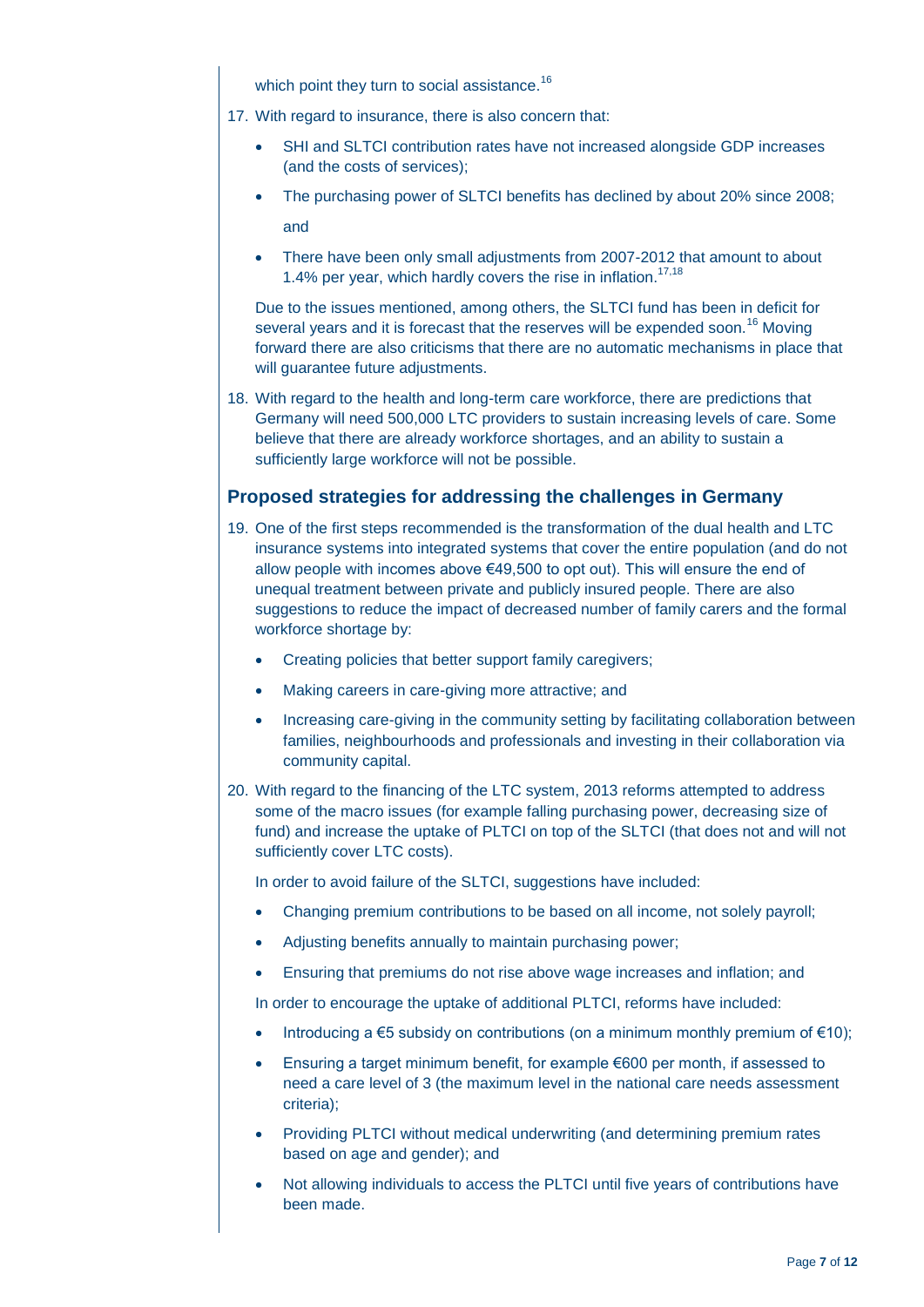which point they turn to social assistance.[16]

17. With regard to insurance, there is also concern that:

    - SHI and SLTCI contribution rates have not increased alongside GDP increases (and the costs of services);
    - The purchasing power of SLTCI benefits has declined by about 20% since 2008; and
    - There have been only small adjustments from 2007-2012 that amount to about 1.4% per year, which hardly covers the rise in inflation.[17,18]

    Due to the issues mentioned, among others, the SLTCI fund has been in deficit for several years and it is forecast that the reserves will be expended soon.[16] Moving forward there are also criticisms that there are no automatic mechanisms in place that will guarantee future adjustments.

18. With regard to the health and long-term care workforce, there are predictions that Germany will need 500,000 LTC providers to sustain increasing levels of care. Some believe that there are already workforce shortages, and an ability to sustain a sufficiently large workforce will not be possible.

## Proposed strategies for addressing the challenges in Germany

19. One of the first steps recommended is the transformation of the dual health and LTC insurance systems into integrated systems that cover the entire population (and do not allow people with incomes above €49,500 to opt out). This will ensure the end of unequal treatment between private and publicly insured people. There are also suggestions to reduce the impact of decreased number of family carers and the formal workforce shortage by:

    - Creating policies that better support family caregivers;
    - Making careers in care-giving more attractive; and
    - Increasing care-giving in the community setting by facilitating collaboration between families, neighbourhoods and professionals and investing in their collaboration via community capital.

20. With regard to the financing of the LTC system, 2013 reforms attempted to address some of the macro issues (for example falling purchasing power, decreasing size of fund) and increase the uptake of PLTCI on top of the SLTCI (that does not and will not sufficiently cover LTC costs).

    In order to avoid failure of the SLTCI, suggestions have included:

    - Changing premium contributions to be based on all income, not solely payroll;
    - Adjusting benefits annually to maintain purchasing power;
    - Ensuring that premiums do not rise above wage increases and inflation; and

    In order to encourage the uptake of additional PLTCI, reforms have included:

    - Introducing a €5 subsidy on contributions (on a minimum monthly premium of €10);
    - Ensuring a target minimum benefit, for example €600 per month, if assessed to need a care level of 3 (the maximum level in the national care needs assessment criteria);
    - Providing PLTCI without medical underwriting (and determining premium rates based on age and gender); and
    - Not allowing individuals to access the PLTCI until five years of contributions have been made.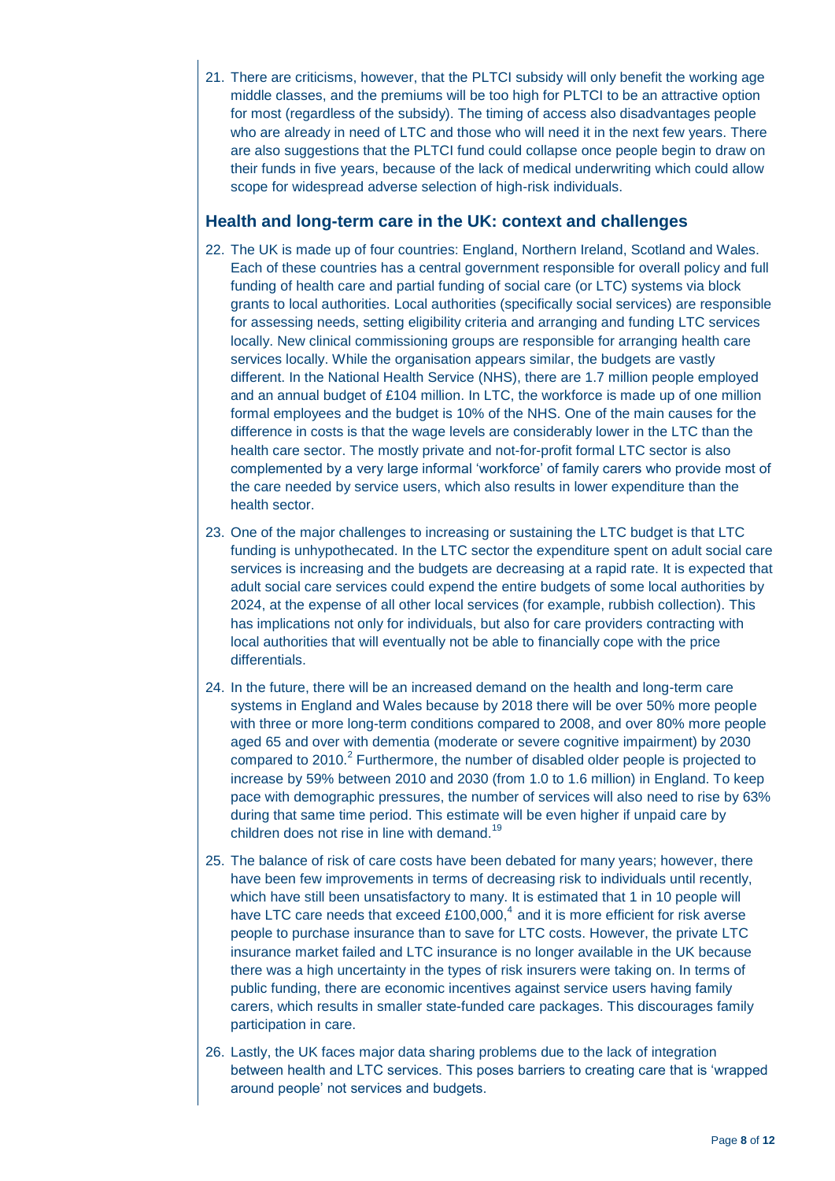21. There are criticisms, however, that the PLTCI subsidy will only benefit the working age middle classes, and the premiums will be too high for PLTCI to be an attractive option for most (regardless of the subsidy). The timing of access also disadvantages people who are already in need of LTC and those who will need it in the next few years. There are also suggestions that the PLTCI fund could collapse once people begin to draw on their funds in five years, because of the lack of medical underwriting which could allow scope for widespread adverse selection of high-risk individuals.

## Health and long-term care in the UK: context and challenges

22. The UK is made up of four countries: England, Northern Ireland, Scotland and Wales. Each of these countries has a central government responsible for overall policy and full funding of health care and partial funding of social care (or LTC) systems via block grants to local authorities. Local authorities (specifically social services) are responsible for assessing needs, setting eligibility criteria and arranging and funding LTC services locally. New clinical commissioning groups are responsible for arranging health care services locally. While the organisation appears similar, the budgets are vastly different. In the National Health Service (NHS), there are 1.7 million people employed and an annual budget of £104 million. In LTC, the workforce is made up of one million formal employees and the budget is 10% of the NHS. One of the main causes for the difference in costs is that the wage levels are considerably lower in the LTC than the health care sector. The mostly private and not-for-profit formal LTC sector is also complemented by a very large informal 'workforce' of family carers who provide most of the care needed by service users, which also results in lower expenditure than the health sector.

23. One of the major challenges to increasing or sustaining the LTC budget is that LTC funding is unhypothecated. In the LTC sector the expenditure spent on adult social care services is increasing and the budgets are decreasing at a rapid rate. It is expected that adult social care services could expend the entire budgets of some local authorities by 2024, at the expense of all other local services (for example, rubbish collection). This has implications not only for individuals, but also for care providers contracting with local authorities that will eventually not be able to financially cope with the price differentials.

24. In the future, there will be an increased demand on the health and long-term care systems in England and Wales because by 2018 there will be over 50% more people with three or more long-term conditions compared to 2008, and over 80% more people aged 65 and over with dementia (moderate or severe cognitive impairment) by 2030 compared to 2010.[2] Furthermore, the number of disabled older people is projected to increase by 59% between 2010 and 2030 (from 1.0 to 1.6 million) in England. To keep pace with demographic pressures, the number of services will also need to rise by 63% during that same time period. This estimate will be even higher if unpaid care by children does not rise in line with demand.[19]

25. The balance of risk of care costs have been debated for many years; however, there have been few improvements in terms of decreasing risk to individuals until recently, which have still been unsatisfactory to many. It is estimated that 1 in 10 people will have LTC care needs that exceed £100,000,[4] and it is more efficient for risk averse people to purchase insurance than to save for LTC costs. However, the private LTC insurance market failed and LTC insurance is no longer available in the UK because there was a high uncertainty in the types of risk insurers were taking on. In terms of public funding, there are economic incentives against service users having family carers, which results in smaller state-funded care packages. This discourages family participation in care.

26. Lastly, the UK faces major data sharing problems due to the lack of integration between health and LTC services. This poses barriers to creating care that is 'wrapped around people' not services and budgets.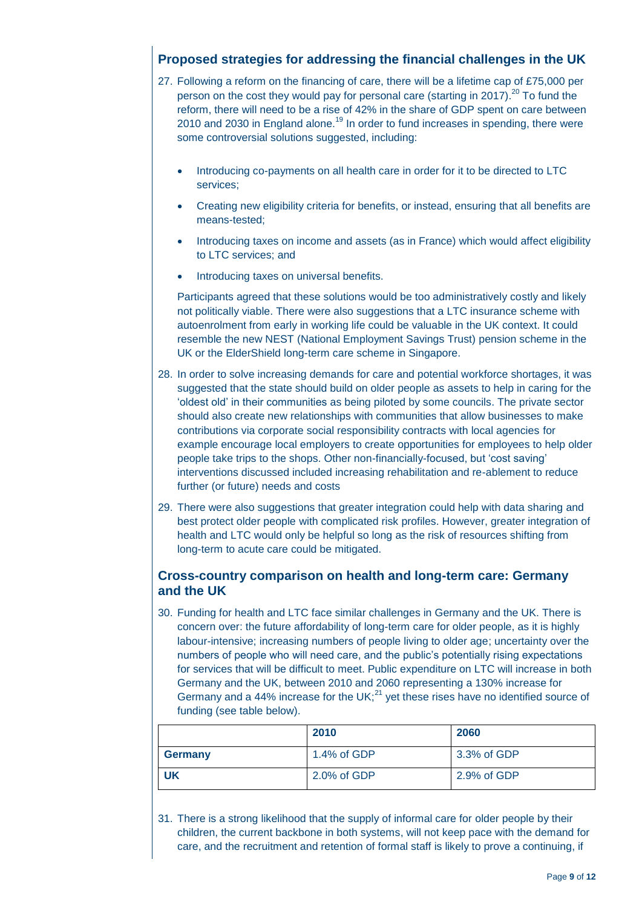## Proposed strategies for addressing the financial challenges in the UK

27. Following a reform on the financing of care, there will be a lifetime cap of £75,000 per person on the cost they would pay for personal care (starting in 2017).[20] To fund the reform, there will need to be a rise of 42% in the share of GDP spent on care between 2010 and 2030 in England alone.[19] In order to fund increases in spending, there were some controversial solutions suggested, including:

    - Introducing co-payments on all health care in order for it to be directed to LTC services;
    - Creating new eligibility criteria for benefits, or instead, ensuring that all benefits are means-tested;
    - Introducing taxes on income and assets (as in France) which would affect eligibility to LTC services; and
    - Introducing taxes on universal benefits.

    Participants agreed that these solutions would be too administratively costly and likely not politically viable. There were also suggestions that a LTC insurance scheme with autoenrolment from early in working life could be valuable in the UK context. It could resemble the new NEST (National Employment Savings Trust) pension scheme in the UK or the ElderShield long-term care scheme in Singapore.

28. In order to solve increasing demands for care and potential workforce shortages, it was suggested that the state should build on older people as assets to help in caring for the 'oldest old' in their communities as being piloted by some councils. The private sector should also create new relationships with communities that allow businesses to make contributions via corporate social responsibility contracts with local agencies for example encourage local employers to create opportunities for employees to help older people take trips to the shops. Other non-financially-focused, but 'cost saving' interventions discussed included increasing rehabilitation and re-ablement to reduce further (or future) needs and costs

29. There were also suggestions that greater integration could help with data sharing and best protect older people with complicated risk profiles. However, greater integration of health and LTC would only be helpful so long as the risk of resources shifting from long-term to acute care could be mitigated.

## Cross-country comparison on health and long-term care: Germany and the UK

30. Funding for health and LTC face similar challenges in Germany and the UK. There is concern over: the future affordability of long-term care for older people, as it is highly labour-intensive; increasing numbers of people living to older age; uncertainty over the numbers of people who will need care, and the public's potentially rising expectations for services that will be difficult to meet. Public expenditure on LTC will increase in both Germany and the UK, between 2010 and 2060 representing a 130% increase for Germany and a 44% increase for the UK;[21] yet these rises have no identified source of funding (see table below).

| | 2010 | 2060 |
|---|---|---|
| **Germany** | 1.4% of GDP | 3.3% of GDP |
| **UK** | 2.0% of GDP | 2.9% of GDP |

31. There is a strong likelihood that the supply of informal care for older people by their children, the current backbone in both systems, will not keep pace with the demand for care, and the recruitment and retention of formal staff is likely to prove a continuing, if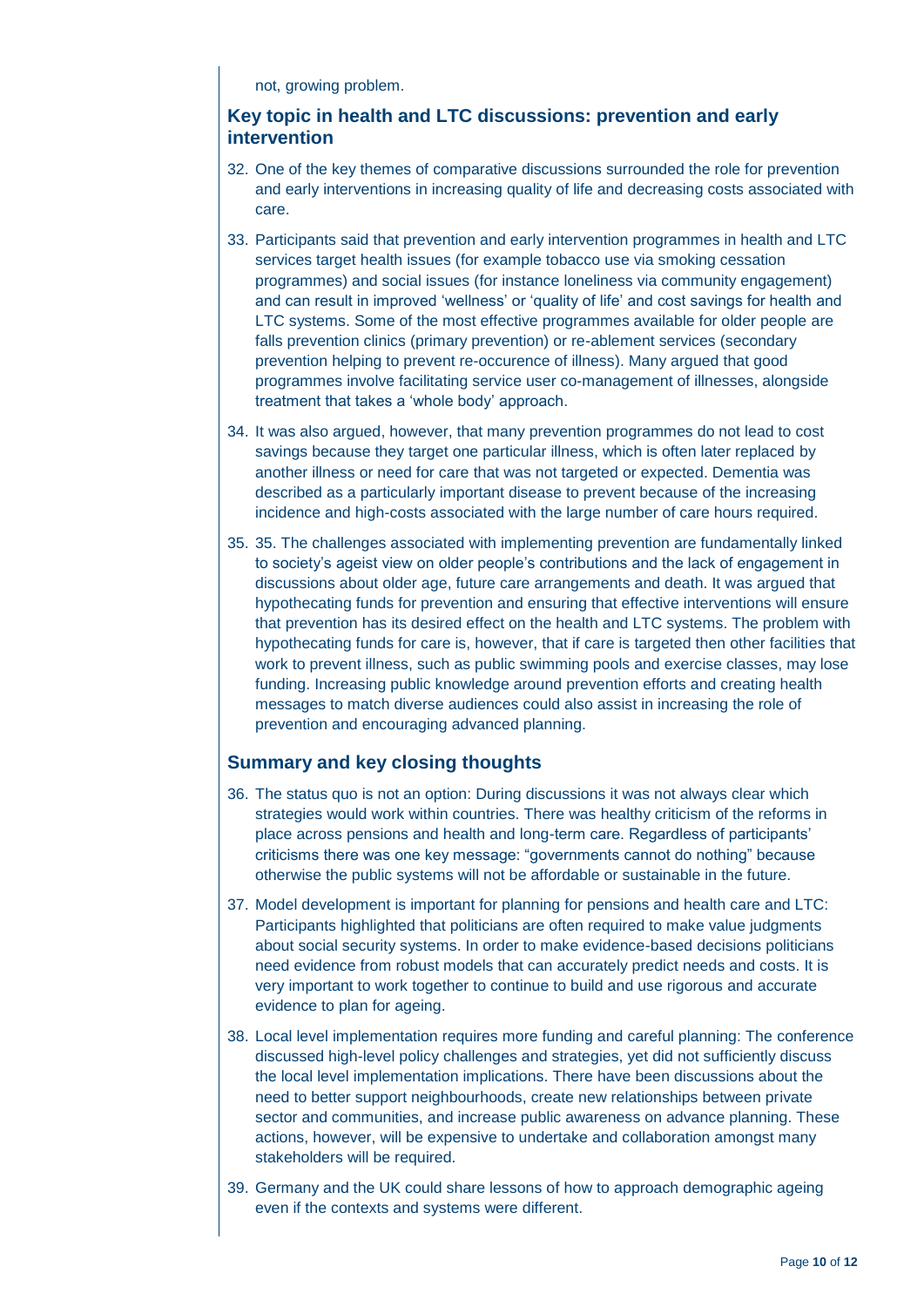not, growing problem.

## Key topic in health and LTC discussions: prevention and early intervention

32. One of the key themes of comparative discussions surrounded the role for prevention and early interventions in increasing quality of life and decreasing costs associated with care.

33. Participants said that prevention and early intervention programmes in health and LTC services target health issues (for example tobacco use via smoking cessation programmes) and social issues (for instance loneliness via community engagement) and can result in improved 'wellness' or 'quality of life' and cost savings for health and LTC systems. Some of the most effective programmes available for older people are falls prevention clinics (primary prevention) or re-ablement services (secondary prevention helping to prevent re-occurence of illness). Many argued that good programmes involve facilitating service user co-management of illnesses, alongside treatment that takes a 'whole body' approach.

34. It was also argued, however, that many prevention programmes do not lead to cost savings because they target one particular illness, which is often later replaced by another illness or need for care that was not targeted or expected. Dementia was described as a particularly important disease to prevent because of the increasing incidence and high-costs associated with the large number of care hours required.

35. 35. The challenges associated with implementing prevention are fundamentally linked to society's ageist view on older people's contributions and the lack of engagement in discussions about older age, future care arrangements and death. It was argued that hypothecating funds for prevention and ensuring that effective interventions will ensure that prevention has its desired effect on the health and LTC systems. The problem with hypothecating funds for care is, however, that if care is targeted then other facilities that work to prevent illness, such as public swimming pools and exercise classes, may lose funding. Increasing public knowledge around prevention efforts and creating health messages to match diverse audiences could also assist in increasing the role of prevention and encouraging advanced planning.

## Summary and key closing thoughts

36. The status quo is not an option: During discussions it was not always clear which strategies would work within countries. There was healthy criticism of the reforms in place across pensions and health and long-term care. Regardless of participants' criticisms there was one key message: "governments cannot do nothing" because otherwise the public systems will not be affordable or sustainable in the future.

37. Model development is important for planning for pensions and health care and LTC: Participants highlighted that politicians are often required to make value judgments about social security systems. In order to make evidence-based decisions politicians need evidence from robust models that can accurately predict needs and costs. It is very important to work together to continue to build and use rigorous and accurate evidence to plan for ageing.

38. Local level implementation requires more funding and careful planning: The conference discussed high-level policy challenges and strategies, yet did not sufficiently discuss the local level implementation implications. There have been discussions about the need to better support neighbourhoods, create new relationships between private sector and communities, and increase public awareness on advance planning. These actions, however, will be expensive to undertake and collaboration amongst many stakeholders will be required.

39. Germany and the UK could share lessons of how to approach demographic ageing even if the contexts and systems were different.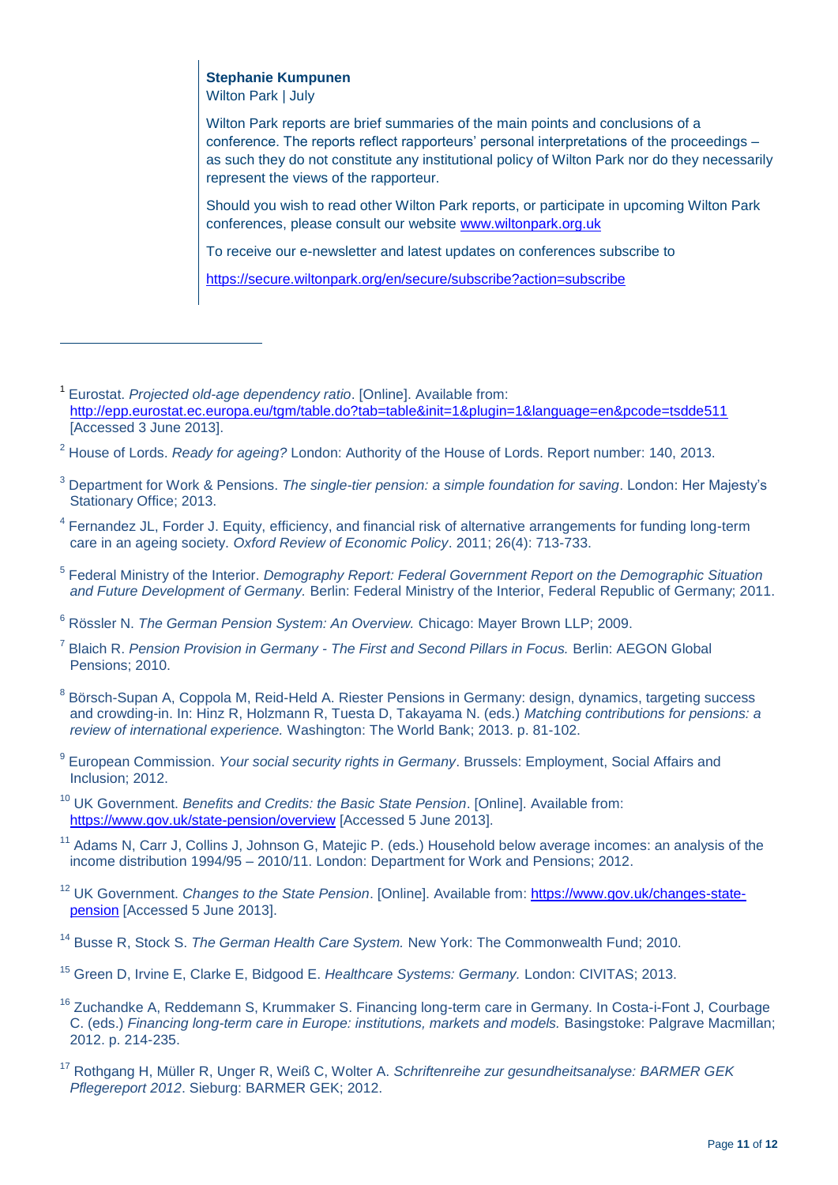**Stephanie Kumpunen**
Wilton Park | July

Wilton Park reports are brief summaries of the main points and conclusions of a conference. The reports reflect rapporteurs' personal interpretations of the proceedings – as such they do not constitute any institutional policy of Wilton Park nor do they necessarily represent the views of the rapporteur.

Should you wish to read other Wilton Park reports, or participate in upcoming Wilton Park conferences, please consult our website [www.wiltonpark.org.uk](www.wiltonpark.org.uk)

To receive our e-newsletter and latest updates on conferences subscribe to

https://secure.wiltonpark.org/en/secure/subscribe?action=subscribe

---

[1] Eurostat. *Projected old-age dependency ratio*. [Online]. Available from: http://epp.eurostat.ec.europa.eu/tgm/table.do?tab=table&init=1&plugin=1&language=en&pcode=tsdde511 [Accessed 3 June 2013].

[2] House of Lords. *Ready for ageing?* London: Authority of the House of Lords. Report number: 140, 2013.

[3] Department for Work & Pensions. *The single-tier pension: a simple foundation for saving*. London: Her Majesty's Stationary Office; 2013.

[4] Fernandez JL, Forder J. Equity, efficiency, and financial risk of alternative arrangements for funding long-term care in an ageing society. *Oxford Review of Economic Policy*. 2011; 26(4): 713-733.

[5] Federal Ministry of the Interior. *Demography Report: Federal Government Report on the Demographic Situation and Future Development of Germany.* Berlin: Federal Ministry of the Interior, Federal Republic of Germany; 2011.

[6] Rössler N. *The German Pension System: An Overview.* Chicago: Mayer Brown LLP; 2009.

[7] Blaich R. *Pension Provision in Germany - The First and Second Pillars in Focus.* Berlin: AEGON Global Pensions; 2010.

[8] Börsch-Supan A, Coppola M, Reid-Held A. Riester Pensions in Germany: design, dynamics, targeting success and crowding-in. In: Hinz R, Holzmann R, Tuesta D, Takayama N. (eds.) *Matching contributions for pensions: a review of international experience.* Washington: The World Bank; 2013. p. 81-102.

[9] European Commission. *Your social security rights in Germany*. Brussels: Employment, Social Affairs and Inclusion; 2012.

[10] UK Government. *Benefits and Credits: the Basic State Pension*. [Online]. Available from: https://www.gov.uk/state-pension/overview [Accessed 5 June 2013].

[11] Adams N, Carr J, Collins J, Johnson G, Matejic P. (eds.) Household below average incomes: an analysis of the income distribution 1994/95 – 2010/11. London: Department for Work and Pensions; 2012.

[12] UK Government. *Changes to the State Pension*. [Online]. Available from: https://www.gov.uk/changes-state-pension [Accessed 5 June 2013].

[14] Busse R, Stock S. *The German Health Care System.* New York: The Commonwealth Fund; 2010.

[15] Green D, Irvine E, Clarke E, Bidgood E. *Healthcare Systems: Germany.* London: CIVITAS; 2013.

[16] Zuchandke A, Reddemann S, Krummaker S. Financing long-term care in Germany. In Costa-i-Font J, Courbage C. (eds.) *Financing long-term care in Europe: institutions, markets and models.* Basingstoke: Palgrave Macmillan; 2012. p. 214-235.

[17] Rothgang H, Müller R, Unger R, Weiß C, Wolter A. *Schriftenreihe zur gesundheitsanalyse: BARMER GEK Pflegereport 2012*. Sieburg: BARMER GEK; 2012.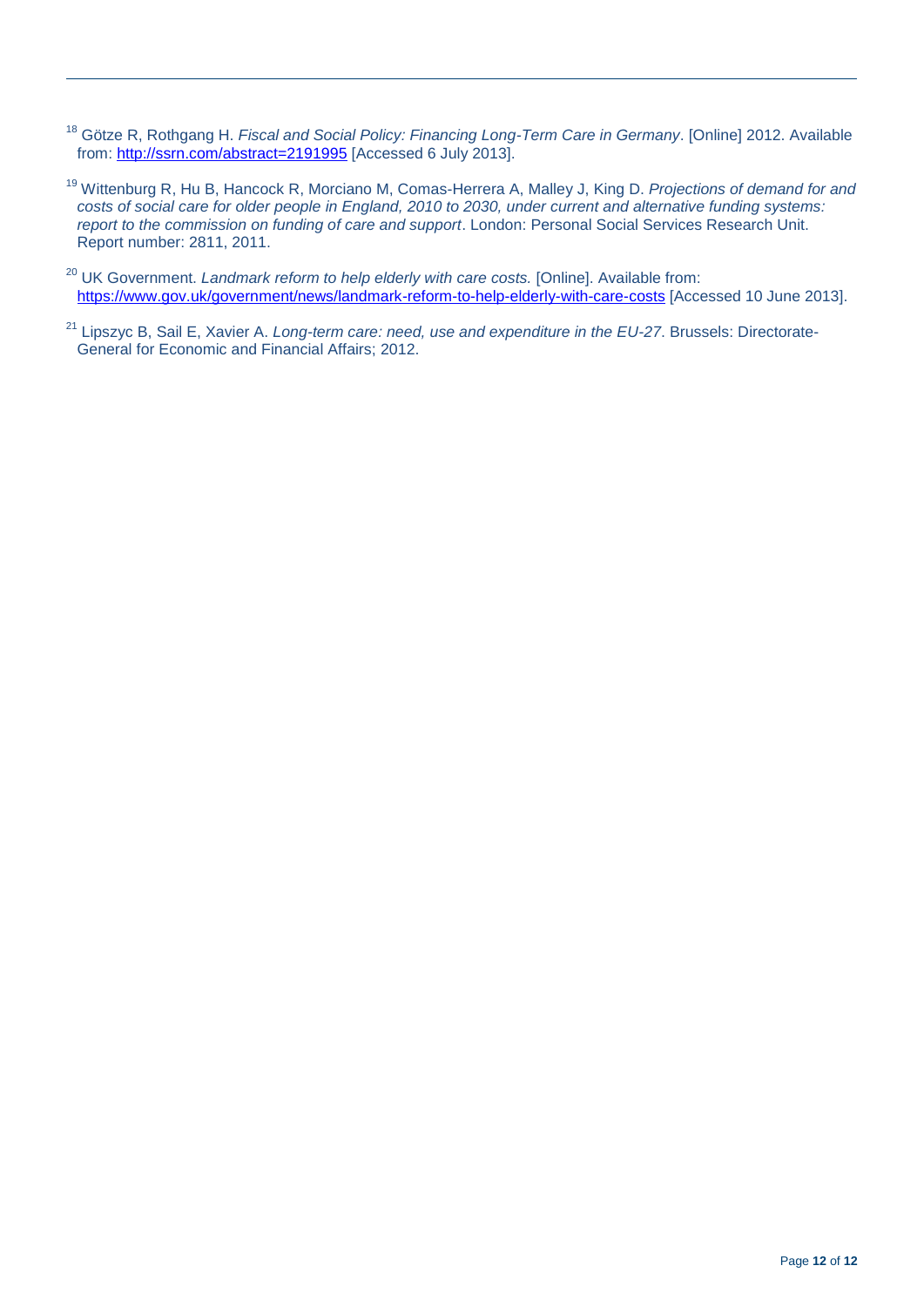[18] Götze R, Rothgang H. *Fiscal and Social Policy: Financing Long-Term Care in Germany*. [Online] 2012. Available from: http://ssrn.com/abstract=2191995 [Accessed 6 July 2013].

[19] Wittenburg R, Hu B, Hancock R, Morciano M, Comas-Herrera A, Malley J, King D. *Projections of demand for and costs of social care for older people in England, 2010 to 2030, under current and alternative funding systems: report to the commission on funding of care and support*. London: Personal Social Services Research Unit. Report number: 2811, 2011.

[20] UK Government. *Landmark reform to help elderly with care costs.* [Online]. Available from: https://www.gov.uk/government/news/landmark-reform-to-help-elderly-with-care-costs [Accessed 10 June 2013].

[21] Lipszyc B, Sail E, Xavier A. *Long-term care: need, use and expenditure in the EU-27*. Brussels: Directorate-General for Economic and Financial Affairs; 2012.